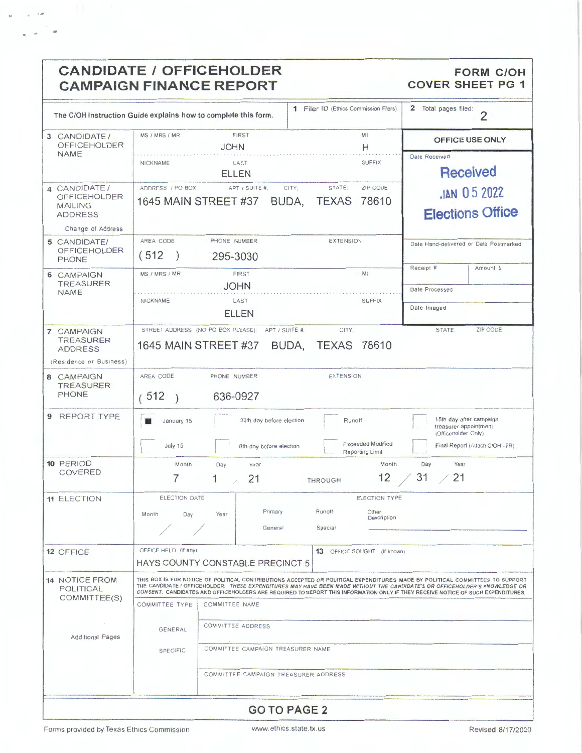# CANDIDATE / OFFICEHOLDER CAMPAIGN FINANCE REPORT

**FORM C/OH COVER SHEET PG 1**

The C/OH Instruction Guide explains how to complete this form.

**1** Filer ID (Ethics Commission Filers):

**2** Total pages filed: 2

**OFFICE USE ONLY**

Date Received: Received JAN 05 2022 Elections Office

Date Hand-delivered or Date Postmarked:

Receipt #: | Amount $:

Date Processed:

Date Imaged:

| Field | Details |
|---|---|
| **3** CANDIDATE / OFFICEHOLDER NAME | MS / MRS / MR: <br> FIRST: JOHN <br> MI: H <br> NICKNAME: <br> LAST: ELLEN <br> SUFFIX: |
| **4** CANDIDATE / OFFICEHOLDER MAILING ADDRESS (Change of Address) | ADDRESS / PO BOX; APT / SUITE #; CITY; STATE; ZIP CODE: 1645 MAIN STREET #37 BUDA, TEXAS 78610 |
| **5** CANDIDATE/ OFFICEHOLDER PHONE | AREA CODE: (512) <br> PHONE NUMBER: 295-3030 <br> EXTENSION: |
| **6** CAMPAIGN TREASURER NAME | MS / MRS / MR: <br> FIRST: JOHN <br> MI: <br> NICKNAME: <br> LAST: ELLEN <br> SUFFIX: |
| **7** CAMPAIGN TREASURER ADDRESS (Residence or Business) | STREET ADDRESS (NO PO BOX PLEASE); APT / SUITE #; CITY; STATE; ZIP CODE: 1645 MAIN STREET #37 BUDA, TEXAS 78610 |
| **8** CAMPAIGN TREASURER PHONE | AREA CODE: (512) <br> PHONE NUMBER: 636-0927 <br> EXTENSION: |

**9** REPORT TYPE

- [x] January 15
- [ ] 30th day before election
- [ ] Runoff
- [ ] 15th day after campaign treasurer appointment (Officeholder Only)
- [ ] July 15
- [ ] 8th day before election
- [ ] Exceeded Modified Reporting Limit
- [ ] Final Report (Attach C/OH - FR)

**10** PERIOD COVERED

| Month | Day | Year | | Month | Day | Year |
|---|---|---|---|---|---|---|
| 7 | 1 | 21 | THROUGH | 12 | 31 | 21 |

**11** ELECTION

ELECTION DATE: Month / Day / Year: / /

ELECTION TYPE: Primary | Runoff | Other Description | General | Special

**12** OFFICE

OFFICE HELD (if any): HAYS COUNTY CONSTABLE PRECINCT 5

**13** OFFICE SOUGHT (if known):

**14** NOTICE FROM POLITICAL COMMITTEE(S)

Additional Pages

THIS BOX IS FOR NOTICE OF POLITICAL CONTRIBUTIONS ACCEPTED OR POLITICAL EXPENDITURES MADE BY POLITICAL COMMITTEES TO SUPPORT THE CANDIDATE / OFFICEHOLDER. *THESE EXPENDITURES MAY HAVE BEEN MADE WITHOUT THE CANDIDATE'S OR OFFICEHOLDER'S KNOWLEDGE OR CONSENT.* CANDIDATES AND OFFICEHOLDERS ARE REQUIRED TO REPORT THIS INFORMATION ONLY IF THEY RECEIVE NOTICE OF SUCH EXPENDITURES.

COMMITTEE TYPE: GENERAL / SPECIFIC

COMMITTEE NAME:

COMMITTEE ADDRESS:

COMMITTEE CAMPAIGN TREASURER NAME:

COMMITTEE CAMPAIGN TREASURER ADDRESS:

**GO TO PAGE 2**

Forms provided by Texas Ethics Commission www.ethics.state.tx.us Revised 8/17/2020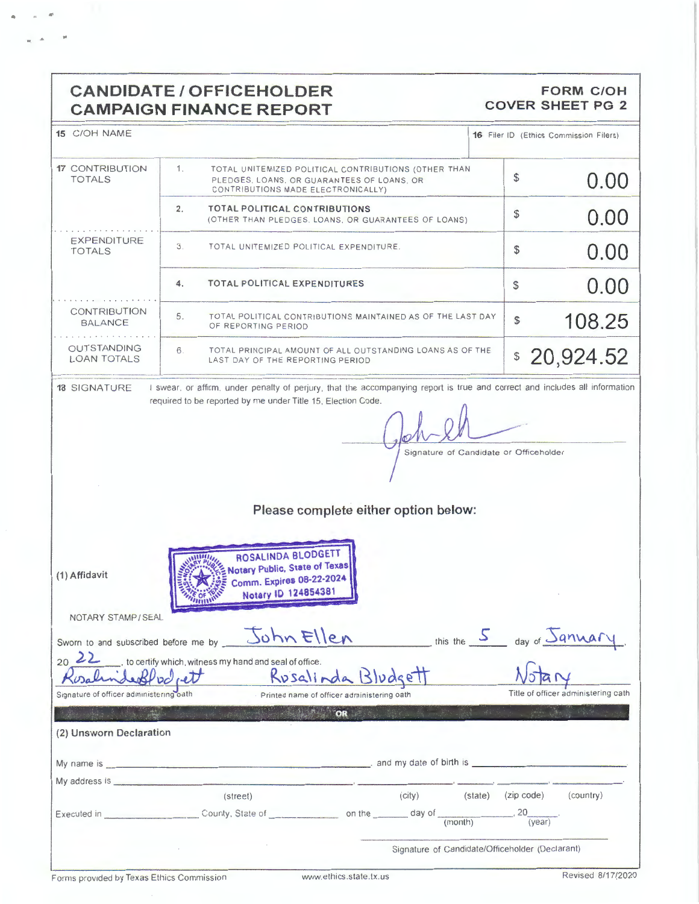# CANDIDATE / OFFICEHOLDER CAMPAIGN FINANCE REPORT

**FORM C/OH COVER SHEET PG 2**

| 15 C/OH NAME | | 16 Filer ID (Ethics Commission Filers) |
|---|---|---|

| | | | |
|---|---|---|---|
| 17 CONTRIBUTION TOTALS | 1. | TOTAL UNITEMIZED POLITICAL CONTRIBUTIONS (OTHER THAN PLEDGES, LOANS, OR GUARANTEES OF LOANS, OR CONTRIBUTIONS MADE ELECTRONICALLY) | $ 0.00 |
| | 2. | **TOTAL POLITICAL CONTRIBUTIONS** (OTHER THAN PLEDGES, LOANS, OR GUARANTEES OF LOANS) | $ 0.00 |
| EXPENDITURE TOTALS | 3. | TOTAL UNITEMIZED POLITICAL EXPENDITURE. | $ 0.00 |
| | 4. | **TOTAL POLITICAL EXPENDITURES** | $ 0.00 |
| CONTRIBUTION BALANCE | 5. | TOTAL POLITICAL CONTRIBUTIONS MAINTAINED AS OF THE LAST DAY OF REPORTING PERIOD | $ 108.25 |
| OUTSTANDING LOAN TOTALS | 6. | TOTAL PRINCIPAL AMOUNT OF ALL OUTSTANDING LOANS AS OF THE LAST DAY OF THE REPORTING PERIOD | $ 20,924.52 |

**18 SIGNATURE** I swear, or affirm, under penalty of perjury, that the accompanying report is true and correct and includes all information required to be reported by me under Title 15, Election Code.

[signature]

Signature of Candidate or Officeholder

**Please complete either option below:**

**(1) Affidavit**

ROSALINDA BLODGETT
Notary Public, State of Texas
Comm. Expires 08-22-2024
Notary ID 124854381

NOTARY STAMP / SEAL

Sworn to and subscribed before me by John Ellen this the 5 day of January, 20 22, to certify which, witness my hand and seal of office.

[signature] — Signature of officer administering oath
Rosalinda Blodgett — Printed name of officer administering oath
Notary — Title of officer administering oath

OR

**(2) Unsworn Declaration**

My name is ______________________, and my date of birth is ______________.

My address is ______________ (street), ______________ (city), ______ (state), ______ (zip code), ______ (country).

Executed in ______________ County, State of ______________ on the ______ day of ______________ (month), 20____ (year).

Signature of Candidate/Officeholder (Declarant)

Forms provided by Texas Ethics Commission www.ethics.state.tx.us Revised 8/17/2020